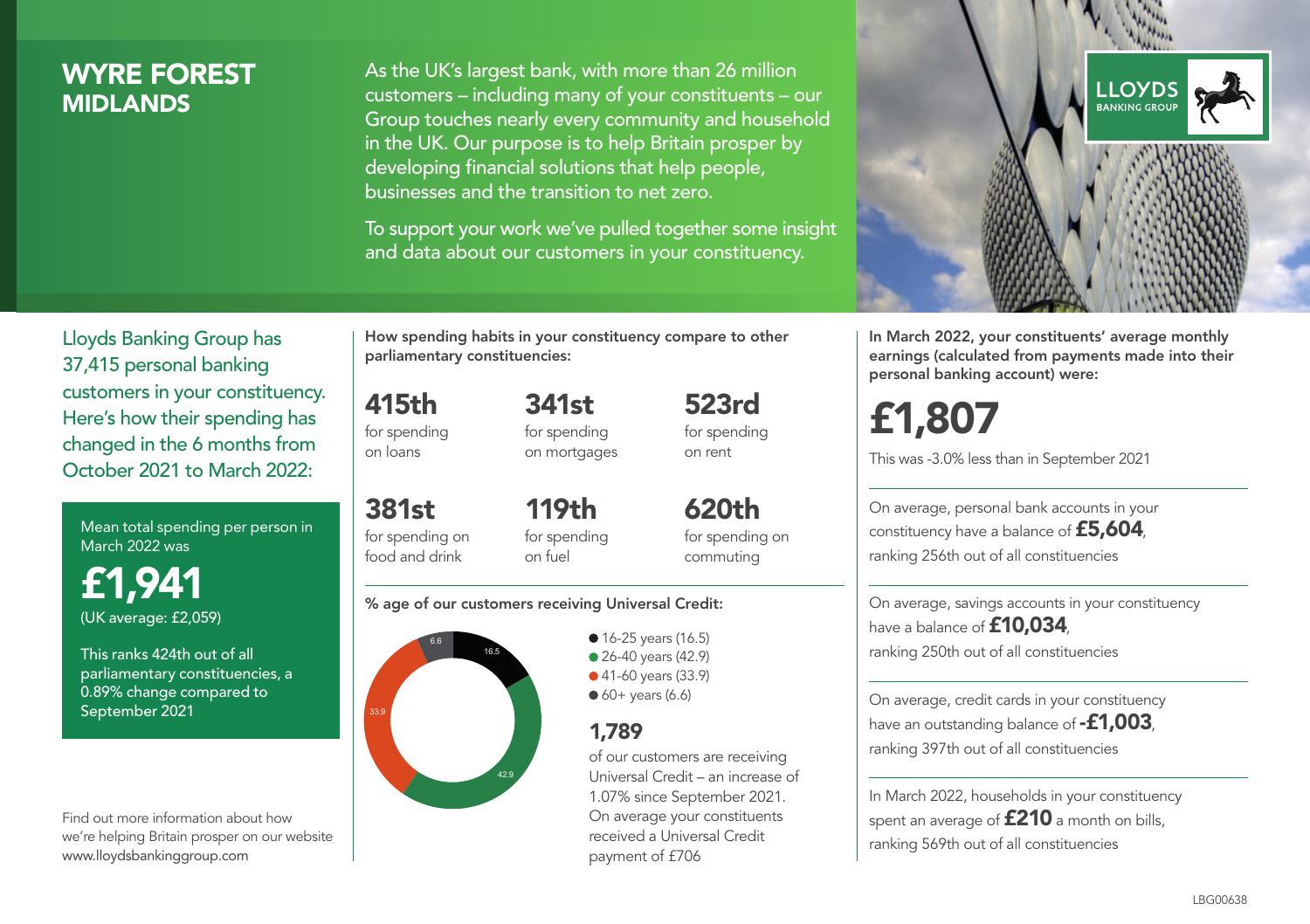# WYRE FOREST
## MIDLANDS

As the UK's largest bank, with more than 26 million customers – including many of your constituents – our Group touches nearly every community and household in the UK. Our purpose is to help Britain prosper by developing financial solutions that help people, businesses and the transition to net zero.

To support your work we've pulled together some insight and data about our customers in your constituency.

Lloyds Banking Group has 37,415 personal banking customers in your constituency. Here's how their spending has changed in the 6 months from October 2021 to March 2022:

Mean total spending per person in March 2022 was

**£1,941**
(UK average: £2,059)

This ranks 424th out of all parliamentary constituencies, a 0.89% change compared to September 2021

Find out more information about how we're helping Britain prosper on our website www.lloydsbankinggroup.com

**How spending habits in your constituency compare to other parliamentary constituencies:**

**415th** for spending on loans

**341st** for spending on mortgages

**523rd** for spending on rent

**381st** for spending on food and drink

**119th** for spending on fuel

**620th** for spending on commuting

**% age of our customers receiving Universal Credit:**

- 16-25 years (16.5)
- 26-40 years (42.9)
- 41-60 years (33.9)
- 60+ years (6.6)

**1,789**
of our customers are receiving Universal Credit – an increase of 1.07% since September 2021. On average your constituents received a Universal Credit payment of £706

**In March 2022, your constituents' average monthly earnings (calculated from payments made into their personal banking account) were:**

**£1,807**

This was -3.0% less than in September 2021

On average, personal bank accounts in your constituency have a balance of **£5,604**, ranking 256th out of all constituencies

On average, savings accounts in your constituency have a balance of **£10,034**, ranking 250th out of all constituencies

On average, credit cards in your constituency have an outstanding balance of **-£1,003**, ranking 397th out of all constituencies

In March 2022, households in your constituency spent an average of **£210** a month on bills, ranking 569th out of all constituencies

LBG00638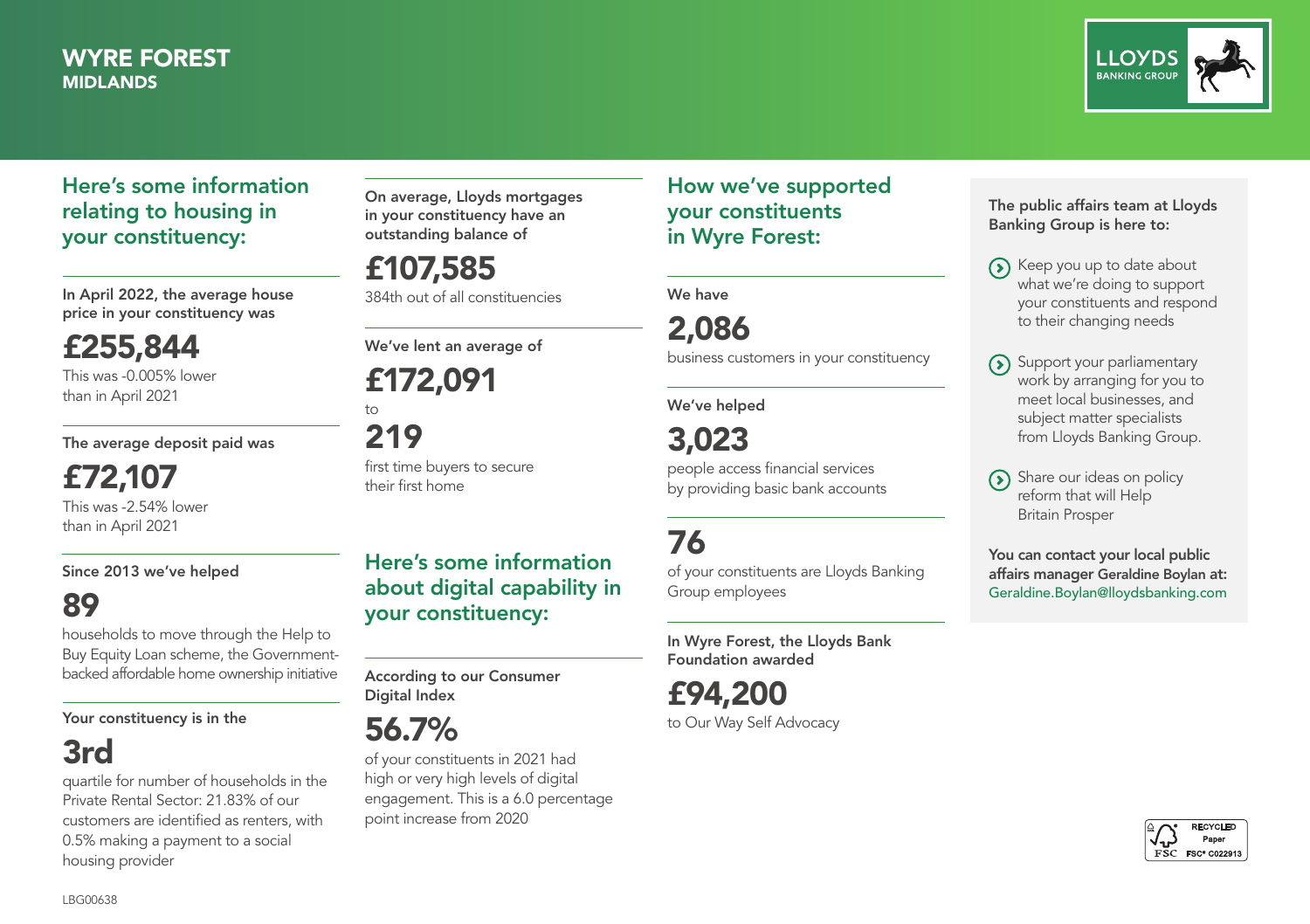# WYRE FOREST
## MIDLANDS

LLOYDS BANKING GROUP

## Here's some information relating to housing in your constituency:

**In April 2022, the average house price in your constituency was**

**£255,844**

This was -0.005% lower than in April 2021

**The average deposit paid was**

**£72,107**

This was -2.54% lower than in April 2021

**Since 2013 we've helped**

**89**

households to move through the Help to Buy Equity Loan scheme, the Government-backed affordable home ownership initiative

**Your constituency is in the**

**3rd**

quartile for number of households in the Private Rental Sector: 21.83% of our customers are identified as renters, with 0.5% making a payment to a social housing provider

**On average, Lloyds mortgages in your constituency have an outstanding balance of**

**£107,585**

384th out of all constituencies

**We've lent an average of**

**£172,091**

to

**219**

first time buyers to secure their first home

## Here's some information about digital capability in your constituency:

**According to our Consumer Digital Index**

**56.7%**

of your constituents in 2021 had high or very high levels of digital engagement. This is a 6.0 percentage point increase from 2020

## How we've supported your constituents in Wyre Forest:

**We have**

**2,086**

business customers in your constituency

**We've helped**

**3,023**

people access financial services by providing basic bank accounts

**76**

of your constituents are Lloyds Banking Group employees

**In Wyre Forest, the Lloyds Bank Foundation awarded**

**£94,200**

to Our Way Self Advocacy

**The public affairs team at Lloyds Banking Group is here to:**

- Keep you up to date about what we're doing to support your constituents and respond to their changing needs
- Support your parliamentary work by arranging for you to meet local businesses, and subject matter specialists from Lloyds Banking Group.
- Share our ideas on policy reform that will Help Britain Prosper

**You can contact your local public affairs manager Geraldine Boylan at:**
Geraldine.Boylan@lloydsbanking.com

RECYCLED Paper FSC FSC® C022913

LBG00638